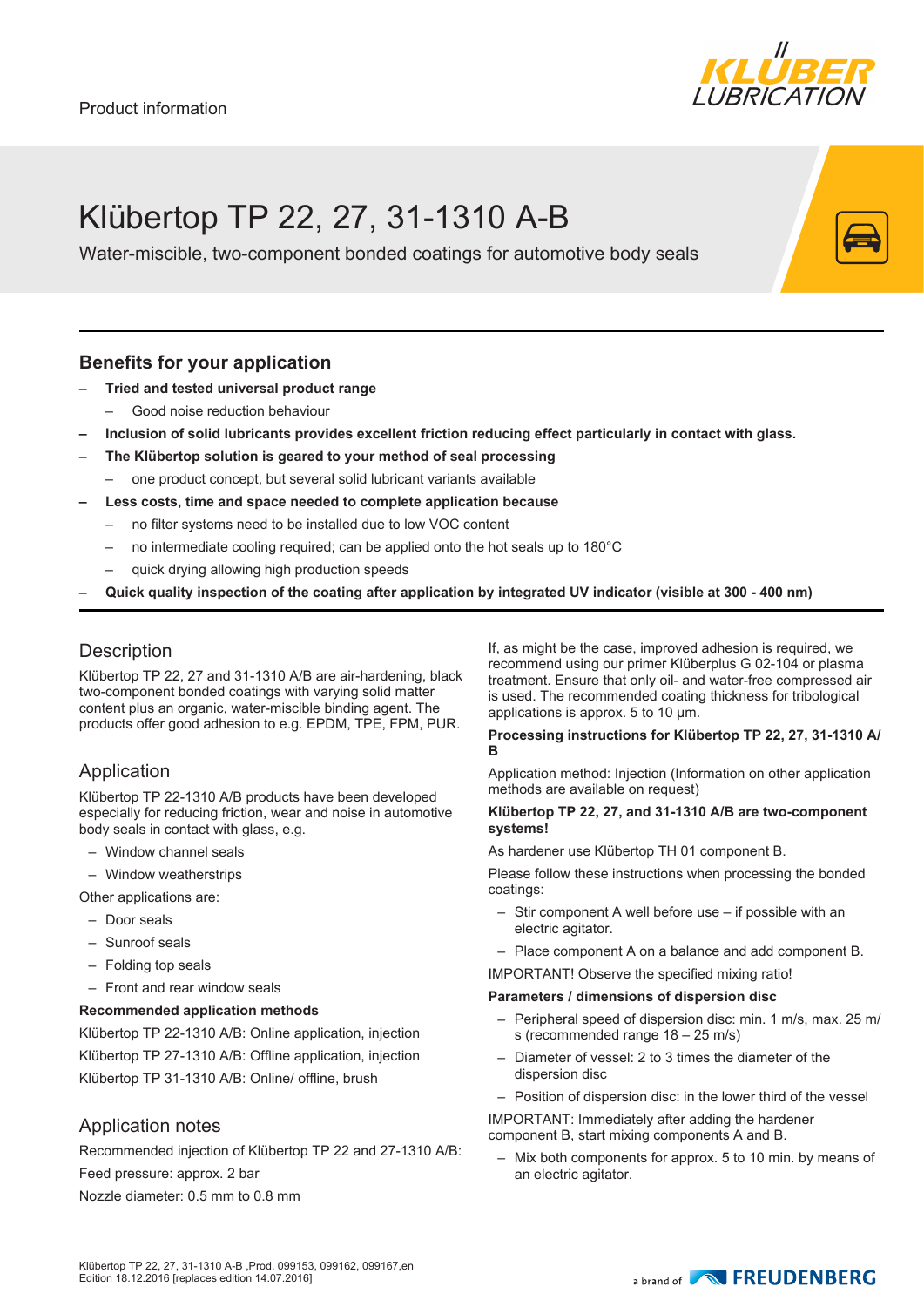Product information

# Klübertop TP 22, 27, 31-1310 A-B

Water-miscible, two-component bonded coatings for automotive body seals

## Benefits for your application

- **Tried and tested universal product range**
  - Good noise reduction behaviour
- **Inclusion of solid lubricants provides excellent friction reducing effect particularly in contact with glass.**
- **The Klübertop solution is geared to your method of seal processing**
  - one product concept, but several solid lubricant variants available
- **Less costs, time and space needed to complete application because**
  - no filter systems need to be installed due to low VOC content
  - no intermediate cooling required; can be applied onto the hot seals up to 180°C
  - quick drying allowing high production speeds
- **Quick quality inspection of the coating after application by integrated UV indicator (visible at 300 - 400 nm)**

## Description

Klübertop TP 22, 27 and 31-1310 A/B are air-hardening, black two-component bonded coatings with varying solid matter content plus an organic, water-miscible binding agent. The products offer good adhesion to e.g. EPDM, TPE, FPM, PUR.

## Application

Klübertop TP 22-1310 A/B products have been developed especially for reducing friction, wear and noise in automotive body seals in contact with glass, e.g.

- Window channel seals
- Window weatherstrips

Other applications are:

- Door seals
- Sunroof seals
- Folding top seals
- Front and rear window seals

**Recommended application methods**

Klübertop TP 22-1310 A/B: Online application, injection

Klübertop TP 27-1310 A/B: Offline application, injection

Klübertop TP 31-1310 A/B: Online/ offline, brush

## Application notes

Recommended injection of Klübertop TP 22 and 27-1310 A/B:

Feed pressure: approx. 2 bar

Nozzle diameter: 0.5 mm to 0.8 mm

If, as might be the case, improved adhesion is required, we recommend using our primer Klüberplus G 02-104 or plasma treatment. Ensure that only oil- and water-free compressed air is used. The recommended coating thickness for tribological applications is approx. 5 to 10 µm.

**Processing instructions for Klübertop TP 22, 27, 31-1310 A/B**

Application method: Injection (Information on other application methods are available on request)

**Klübertop TP 22, 27, and 31-1310 A/B are two-component systems!**

As hardener use Klübertop TH 01 component B.

Please follow these instructions when processing the bonded coatings:

- Stir component A well before use – if possible with an electric agitator.
- Place component A on a balance and add component B.

IMPORTANT! Observe the specified mixing ratio!

**Parameters / dimensions of dispersion disc**

- Peripheral speed of dispersion disc: min. 1 m/s, max. 25 m/s (recommended range 18 – 25 m/s)
- Diameter of vessel: 2 to 3 times the diameter of the dispersion disc
- Position of dispersion disc: in the lower third of the vessel

IMPORTANT: Immediately after adding the hardener component B, start mixing components A and B.

- Mix both components for approx. 5 to 10 min. by means of an electric agitator.

Klübertop TP 22, 27, 31-1310 A-B ,Prod. 099153, 099162, 099167,en
Edition 18.12.2016 [replaces edition 14.07.2016]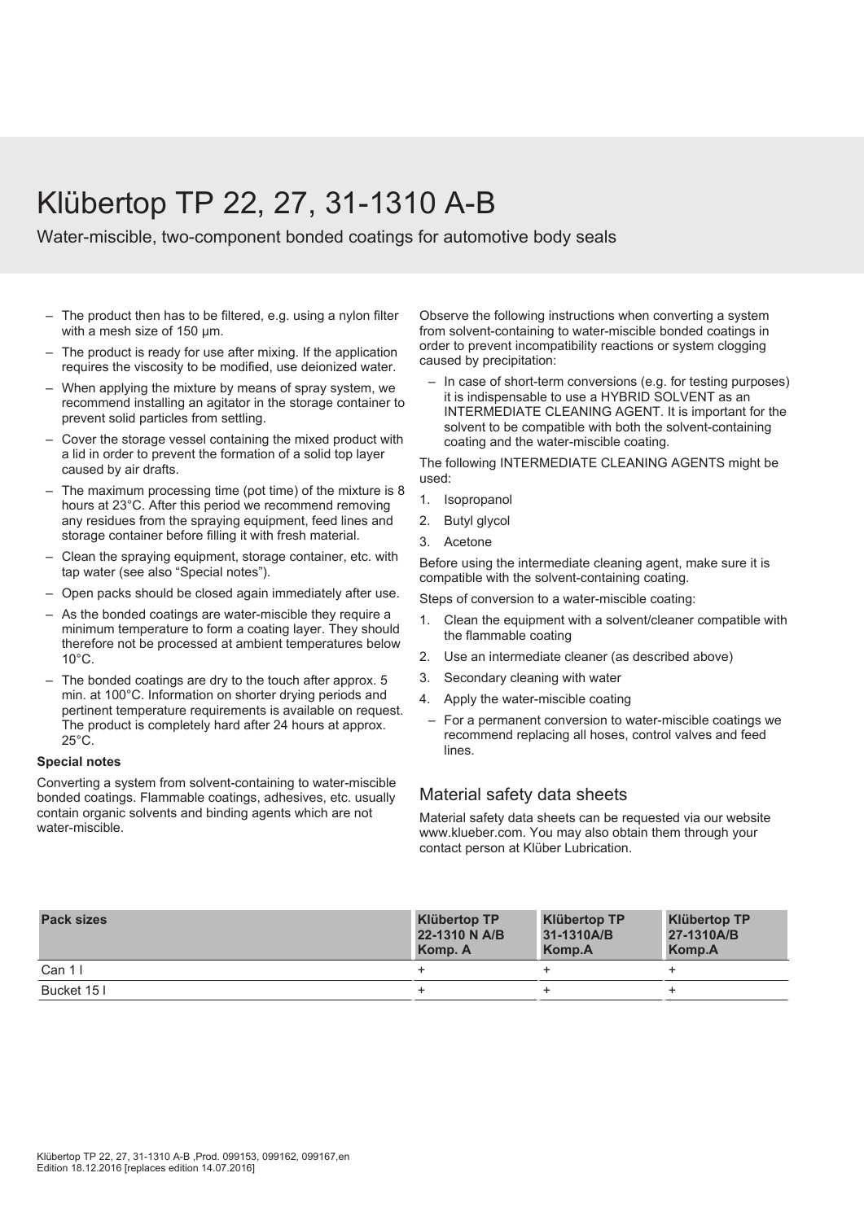# Klübertop TP 22, 27, 31-1310 A-B

Water-miscible, two-component bonded coatings for automotive body seals

– The product then has to be filtered, e.g. using a nylon filter with a mesh size of 150 µm.
– The product is ready for use after mixing. If the application requires the viscosity to be modified, use deionized water.
– When applying the mixture by means of spray system, we recommend installing an agitator in the storage container to prevent solid particles from settling.
– Cover the storage vessel containing the mixed product with a lid in order to prevent the formation of a solid top layer caused by air drafts.
– The maximum processing time (pot time) of the mixture is 8 hours at 23°C. After this period we recommend removing any residues from the spraying equipment, feed lines and storage container before filling it with fresh material.
– Clean the spraying equipment, storage container, etc. with tap water (see also "Special notes").
– Open packs should be closed again immediately after use.
– As the bonded coatings are water-miscible they require a minimum temperature to form a coating layer. They should therefore not be processed at ambient temperatures below 10°C.
– The bonded coatings are dry to the touch after approx. 5 min. at 100°C. Information on shorter drying periods and pertinent temperature requirements is available on request. The product is completely hard after 24 hours at approx. 25°C.

**Special notes**

Converting a system from solvent-containing to water-miscible bonded coatings. Flammable coatings, adhesives, etc. usually contain organic solvents and binding agents which are not water-miscible.

Observe the following instructions when converting a system from solvent-containing to water-miscible bonded coatings in order to prevent incompatibility reactions or system clogging caused by precipitation:

– In case of short-term conversions (e.g. for testing purposes) it is indispensable to use a HYBRID SOLVENT as an INTERMEDIATE CLEANING AGENT. It is important for the solvent to be compatible with both the solvent-containing coating and the water-miscible coating.

The following INTERMEDIATE CLEANING AGENTS might be used:

1. Isopropanol
2. Butyl glycol
3. Acetone

Before using the intermediate cleaning agent, make sure it is compatible with the solvent-containing coating.

Steps of conversion to a water-miscible coating:

1. Clean the equipment with a solvent/cleaner compatible with the flammable coating
2. Use an intermediate cleaner (as described above)
3. Secondary cleaning with water
4. Apply the water-miscible coating

– For a permanent conversion to water-miscible coatings we recommend replacing all hoses, control valves and feed lines.

## Material safety data sheets

Material safety data sheets can be requested via our website www.klueber.com. You may also obtain them through your contact person at Klüber Lubrication.

| Pack sizes | Klübertop TP 22-1310 N A/B Komp. A | Klübertop TP 31-1310A/B Komp.A | Klübertop TP 27-1310A/B Komp.A |
|---|---|---|---|
| Can 1 l | + | + | + |
| Bucket 15 l | + | + | + |

Klübertop TP 22, 27, 31-1310 A-B ,Prod. 099153, 099162, 099167,en
Edition 18.12.2016 [replaces edition 14.07.2016]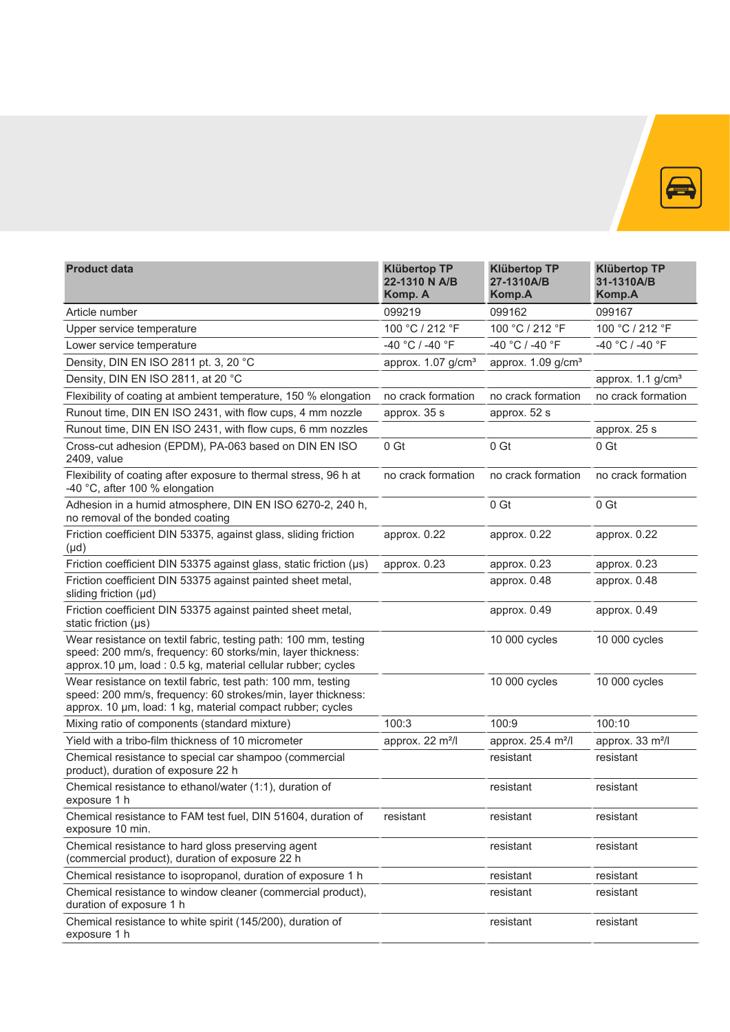| Product data | Klübertop TP 22-1310 N A/B Komp. A | Klübertop TP 27-1310A/B Komp.A | Klübertop TP 31-1310A/B Komp.A |
|---|---|---|---|
| Article number | 099219 | 099162 | 099167 |
| Upper service temperature | 100 °C / 212 °F | 100 °C / 212 °F | 100 °C / 212 °F |
| Lower service temperature | -40 °C / -40 °F | -40 °C / -40 °F | -40 °C / -40 °F |
| Density, DIN EN ISO 2811 pt. 3, 20 °C | approx. 1.07 g/cm³ | approx. 1.09 g/cm³ | |
| Density, DIN EN ISO 2811, at 20 °C | | | approx. 1.1 g/cm³ |
| Flexibility of coating at ambient temperature, 150 % elongation | no crack formation | no crack formation | no crack formation |
| Runout time, DIN EN ISO 2431, with flow cups, 4 mm nozzle | approx. 35 s | approx. 52 s | |
| Runout time, DIN EN ISO 2431, with flow cups, 6 mm nozzles | | | approx. 25 s |
| Cross-cut adhesion (EPDM), PA-063 based on DIN EN ISO 2409, value | 0 Gt | 0 Gt | 0 Gt |
| Flexibility of coating after exposure to thermal stress, 96 h at -40 °C, after 100 % elongation | no crack formation | no crack formation | no crack formation |
| Adhesion in a humid atmosphere, DIN EN ISO 6270-2, 240 h, no removal of the bonded coating | | 0 Gt | 0 Gt |
| Friction coefficient DIN 53375, against glass, sliding friction (µd) | approx. 0.22 | approx. 0.22 | approx. 0.22 |
| Friction coefficient DIN 53375 against glass, static friction (µs) | approx. 0.23 | approx. 0.23 | approx. 0.23 |
| Friction coefficient DIN 53375 against painted sheet metal, sliding friction (µd) | | approx. 0.48 | approx. 0.48 |
| Friction coefficient DIN 53375 against painted sheet metal, static friction (µs) | | approx. 0.49 | approx. 0.49 |
| Wear resistance on textil fabric, testing path: 100 mm, testing speed: 200 mm/s, frequency: 60 storks/min, layer thickness: approx.10 µm, load : 0.5 kg, material cellular rubber; cycles | | 10 000 cycles | 10 000 cycles |
| Wear resistance on textil fabric, test path: 100 mm, testing speed: 200 mm/s, frequency: 60 strokes/min, layer thickness: approx. 10 µm, load: 1 kg, material compact rubber; cycles | | 10 000 cycles | 10 000 cycles |
| Mixing ratio of components (standard mixture) | 100:3 | 100:9 | 100:10 |
| Yield with a tribo-film thickness of 10 micrometer | approx. 22 m²/l | approx. 25.4 m²/l | approx. 33 m²/l |
| Chemical resistance to special car shampoo (commercial product), duration of exposure 22 h | | resistant | resistant |
| Chemical resistance to ethanol/water (1:1), duration of exposure 1 h | | resistant | resistant |
| Chemical resistance to FAM test fuel, DIN 51604, duration of exposure 10 min. | resistant | resistant | resistant |
| Chemical resistance to hard gloss preserving agent (commercial product), duration of exposure 22 h | | resistant | resistant |
| Chemical resistance to isopropanol, duration of exposure 1 h | | resistant | resistant |
| Chemical resistance to window cleaner (commercial product), duration of exposure 1 h | | resistant | resistant |
| Chemical resistance to white spirit (145/200), duration of exposure 1 h | | resistant | resistant |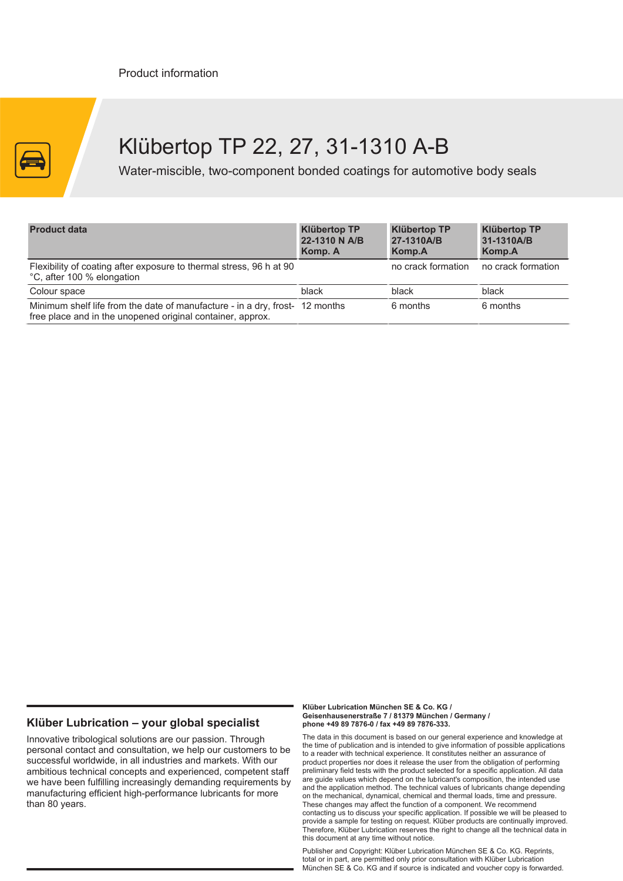Product information

# Klübertop TP 22, 27, 31-1310 A-B

Water-miscible, two-component bonded coatings for automotive body seals

| Product data | Klübertop TP 22-1310 N A/B Komp. A | Klübertop TP 27-1310A/B Komp.A | Klübertop TP 31-1310A/B Komp.A |
|---|---|---|---|
| Flexibility of coating after exposure to thermal stress, 96 h at 90 °C, after 100 % elongation | | no crack formation | no crack formation |
| Colour space | black | black | black |
| Minimum shelf life from the date of manufacture - in a dry, frost-free place and in the unopened original container, approx. | 12 months | 6 months | 6 months |

## Klüber Lubrication – your global specialist

Innovative tribological solutions are our passion. Through personal contact and consultation, we help our customers to be successful worldwide, in all industries and markets. With our ambitious technical concepts and experienced, competent staff we have been fulfilling increasingly demanding requirements by manufacturing efficient high-performance lubricants for more than 80 years.

**Klüber Lubrication München SE & Co. KG / Geisenhausenerstraße 7 / 81379 München / Germany / phone +49 89 7876-0 / fax +49 89 7876-333.**

The data in this document is based on our general experience and knowledge at the time of publication and is intended to give information of possible applications to a reader with technical experience. It constitutes neither an assurance of product properties nor does it release the user from the obligation of performing preliminary field tests with the product selected for a specific application. All data are guide values which depend on the lubricant's composition, the intended use and the application method. The technical values of lubricants change depending on the mechanical, dynamical, chemical and thermal loads, time and pressure. These changes may affect the function of a component. We recommend contacting us to discuss your specific application. If possible we will be pleased to provide a sample for testing on request. Klüber products are continually improved. Therefore, Klüber Lubrication reserves the right to change all the technical data in this document at any time without notice.

Publisher and Copyright: Klüber Lubrication München SE & Co. KG. Reprints, total or in part, are permitted only prior consultation with Klüber Lubrication München SE & Co. KG and if source is indicated and voucher copy is forwarded.